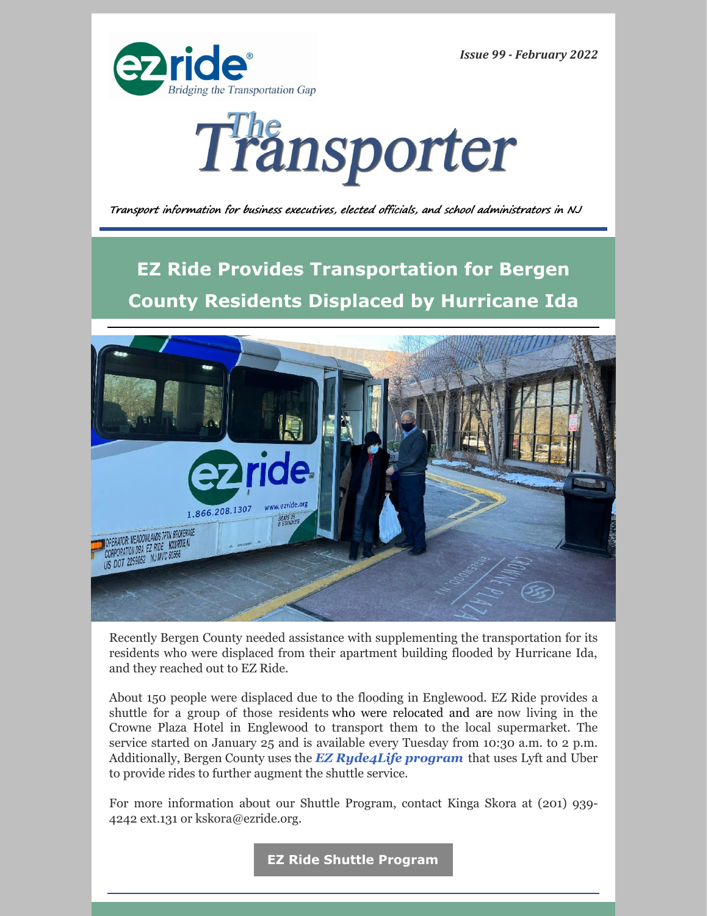*Issue 99 - February 2022*

# The Transporter

*Transport information for business executives, elected officials, and school administrators in NJ*

## EZ Ride Provides Transportation for Bergen County Residents Displaced by Hurricane Ida

Recently Bergen County needed assistance with supplementing the transportation for its residents who were displaced from their apartment building flooded by Hurricane Ida, and they reached out to EZ Ride.

About 150 people were displaced due to the flooding in Englewood. EZ Ride provides a shuttle for a group of those residents who were relocated and are now living in the Crowne Plaza Hotel in Englewood to transport them to the local supermarket. The service started on January 25 and is available every Tuesday from 10:30 a.m. to 2 p.m. Additionally, Bergen County uses the ***EZ Ryde4Life program*** that uses Lyft and Uber to provide rides to further augment the shuttle service.

For more information about our Shuttle Program, contact Kinga Skora at (201) 939-4242 ext.131 or kskora@ezride.org.

**EZ Ride Shuttle Program**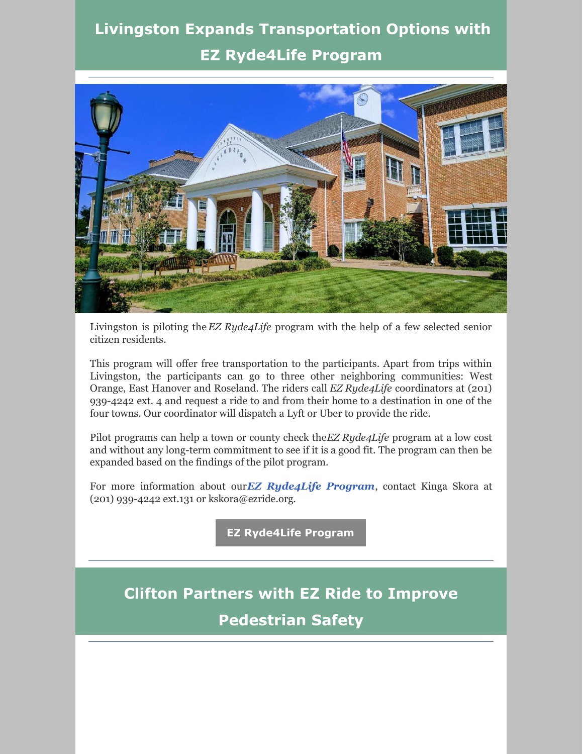# Livingston Expands Transportation Options with EZ Ryde4Life Program

Livingston is piloting the *EZ Ryde4Life* program with the help of a few selected senior citizen residents.

This program will offer free transportation to the participants. Apart from trips within Livingston, the participants can go to three other neighboring communities: West Orange, East Hanover and Roseland. The riders call *EZ Ryde4Life* coordinators at (201) 939-4242 ext. 4 and request a ride to and from their home to a destination in one of the four towns. Our coordinator will dispatch a Lyft or Uber to provide the ride.

Pilot programs can help a town or county check the *EZ Ryde4Life* program at a low cost and without any long-term commitment to see if it is a good fit. The program can then be expanded based on the findings of the pilot program.

For more information about our ***EZ Ryde4Life Program***, contact Kinga Skora at (201) 939-4242 ext.131 or kskora@ezride.org.

**EZ Ryde4Life Program**

# Clifton Partners with EZ Ride to Improve Pedestrian Safety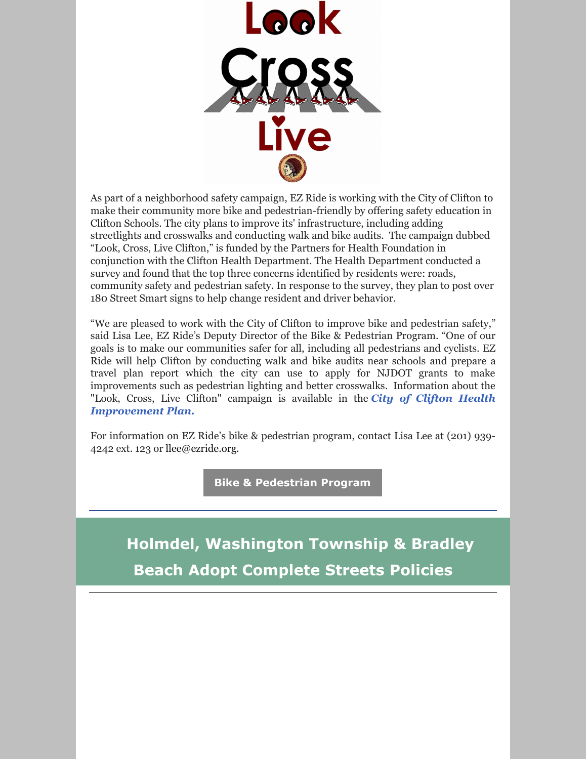Look Cross Live

As part of a neighborhood safety campaign, EZ Ride is working with the City of Clifton to make their community more bike and pedestrian-friendly by offering safety education in Clifton Schools. The city plans to improve its' infrastructure, including adding streetlights and crosswalks and conducting walk and bike audits. The campaign dubbed "Look, Cross, Live Clifton," is funded by the Partners for Health Foundation in conjunction with the Clifton Health Department. The Health Department conducted a survey and found that the top three concerns identified by residents were: roads, community safety and pedestrian safety. In response to the survey, they plan to post over 180 Street Smart signs to help change resident and driver behavior.

"We are pleased to work with the City of Clifton to improve bike and pedestrian safety," said Lisa Lee, EZ Ride's Deputy Director of the Bike & Pedestrian Program. "One of our goals is to make our communities safer for all, including all pedestrians and cyclists. EZ Ride will help Clifton by conducting walk and bike audits near schools and prepare a travel plan report which the city can use to apply for NJDOT grants to make improvements such as pedestrian lighting and better crosswalks. Information about the "Look, Cross, Live Clifton" campaign is available in the ***City of Clifton Health Improvement Plan.***

For information on EZ Ride's bike & pedestrian program, contact Lisa Lee at (201) 939-4242 ext. 123 or llee@ezride.org.

**Bike & Pedestrian Program**

## Holmdel, Washington Township & Bradley Beach Adopt Complete Streets Policies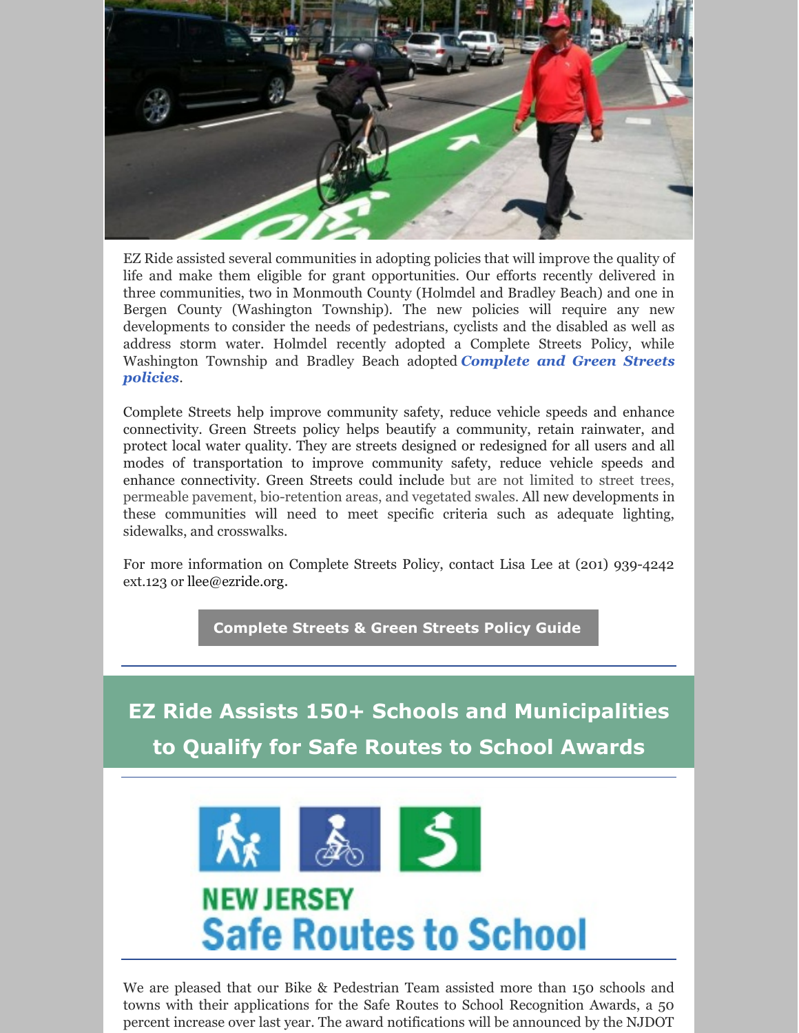EZ Ride assisted several communities in adopting policies that will improve the quality of life and make them eligible for grant opportunities. Our efforts recently delivered in three communities, two in Monmouth County (Holmdel and Bradley Beach) and one in Bergen County (Washington Township). The new policies will require any new developments to consider the needs of pedestrians, cyclists and the disabled as well as address storm water. Holmdel recently adopted a Complete Streets Policy, while Washington Township and Bradley Beach adopted ***Complete and Green Streets policies***.

Complete Streets help improve community safety, reduce vehicle speeds and enhance connectivity. Green Streets policy helps beautify a community, retain rainwater, and protect local water quality. They are streets designed or redesigned for all users and all modes of transportation to improve community safety, reduce vehicle speeds and enhance connectivity. Green Streets could include but are not limited to street trees, permeable pavement, bio-retention areas, and vegetated swales. All new developments in these communities will need to meet specific criteria such as adequate lighting, sidewalks, and crosswalks.

For more information on Complete Streets Policy, contact Lisa Lee at (201) 939-4242 ext.123 or llee@ezride.org.

**Complete Streets & Green Streets Policy Guide**

## EZ Ride Assists 150+ Schools and Municipalities to Qualify for Safe Routes to School Awards

NEW JERSEY Safe Routes to School

We are pleased that our Bike & Pedestrian Team assisted more than 150 schools and towns with their applications for the Safe Routes to School Recognition Awards, a 50 percent increase over last year. The award notifications will be announced by the NJDOT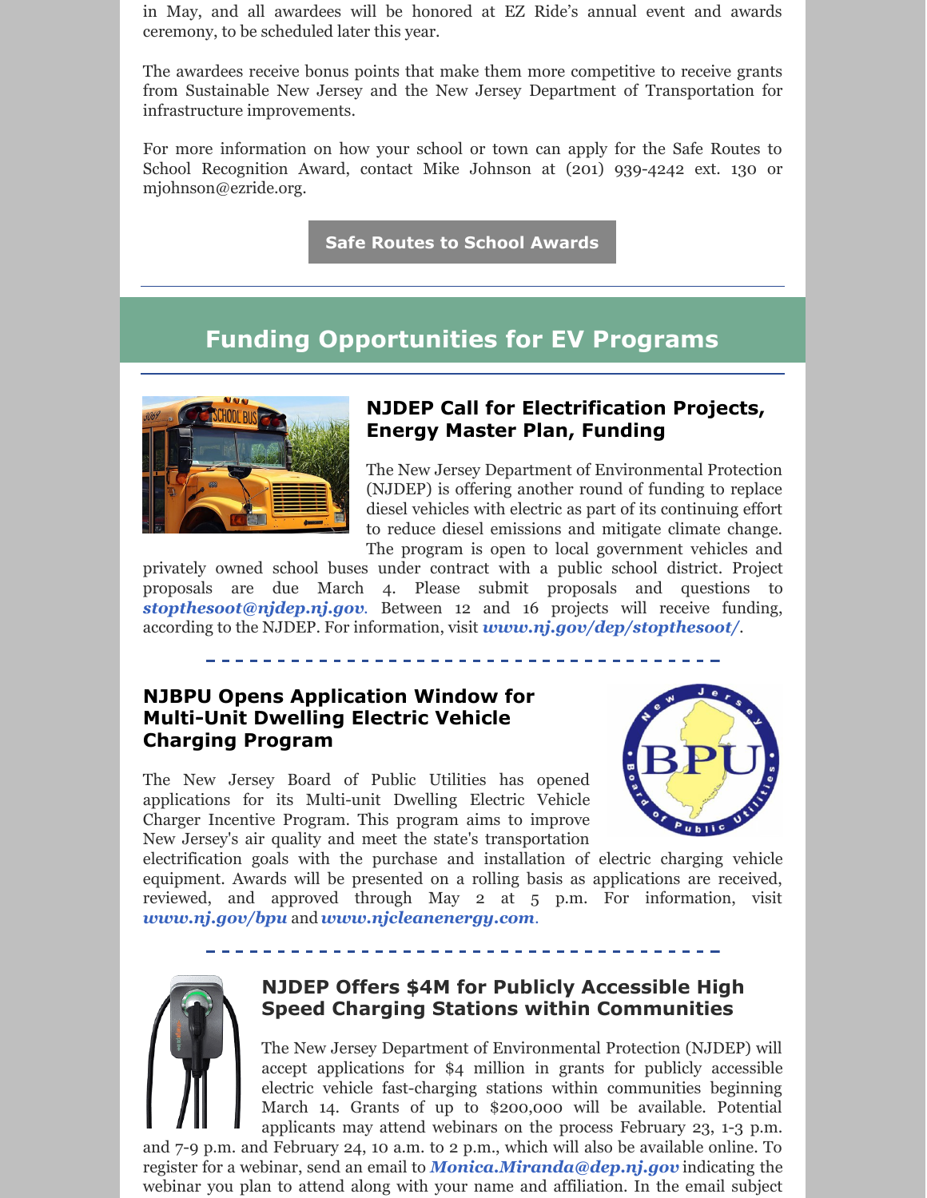in May, and all awardees will be honored at EZ Ride's annual event and awards ceremony, to be scheduled later this year.

The awardees receive bonus points that make them more competitive to receive grants from Sustainable New Jersey and the New Jersey Department of Transportation for infrastructure improvements.

For more information on how your school or town can apply for the Safe Routes to School Recognition Award, contact Mike Johnson at (201) 939-4242 ext. 130 or mjohnson@ezride.org.

**Safe Routes to School Awards**

---

## Funding Opportunities for EV Programs

---

### NJDEP Call for Electrification Projects, Energy Master Plan, Funding

The New Jersey Department of Environmental Protection (NJDEP) is offering another round of funding to replace diesel vehicles with electric as part of its continuing effort to reduce diesel emissions and mitigate climate change. The program is open to local government vehicles and privately owned school buses under contract with a public school district. Project proposals are due March 4. Please submit proposals and questions to ***stopthesoot@njdep.nj.gov***. Between 12 and 16 projects will receive funding, according to the NJDEP. For information, visit ***www.nj.gov/dep/stopthesoot/***.

### NJBPU Opens Application Window for Multi-Unit Dwelling Electric Vehicle Charging Program

The New Jersey Board of Public Utilities has opened applications for its Multi-unit Dwelling Electric Vehicle Charger Incentive Program. This program aims to improve New Jersey's air quality and meet the state's transportation electrification goals with the purchase and installation of electric charging vehicle equipment. Awards will be presented on a rolling basis as applications are received, reviewed, and approved through May 2 at 5 p.m. For information, visit ***www.nj.gov/bpu*** and ***www.njcleanenergy.com***.

### NJDEP Offers $4M for Publicly Accessible High Speed Charging Stations within Communities

The New Jersey Department of Environmental Protection (NJDEP) will accept applications for $4 million in grants for publicly accessible electric vehicle fast-charging stations within communities beginning March 14. Grants of up to $200,000 will be available. Potential applicants may attend webinars on the process February 23, 1-3 p.m. and 7-9 p.m. and February 24, 10 a.m. to 2 p.m., which will also be available online. To register for a webinar, send an email to ***Monica.Miranda@dep.nj.gov*** indicating the webinar you plan to attend along with your name and affiliation. In the email subject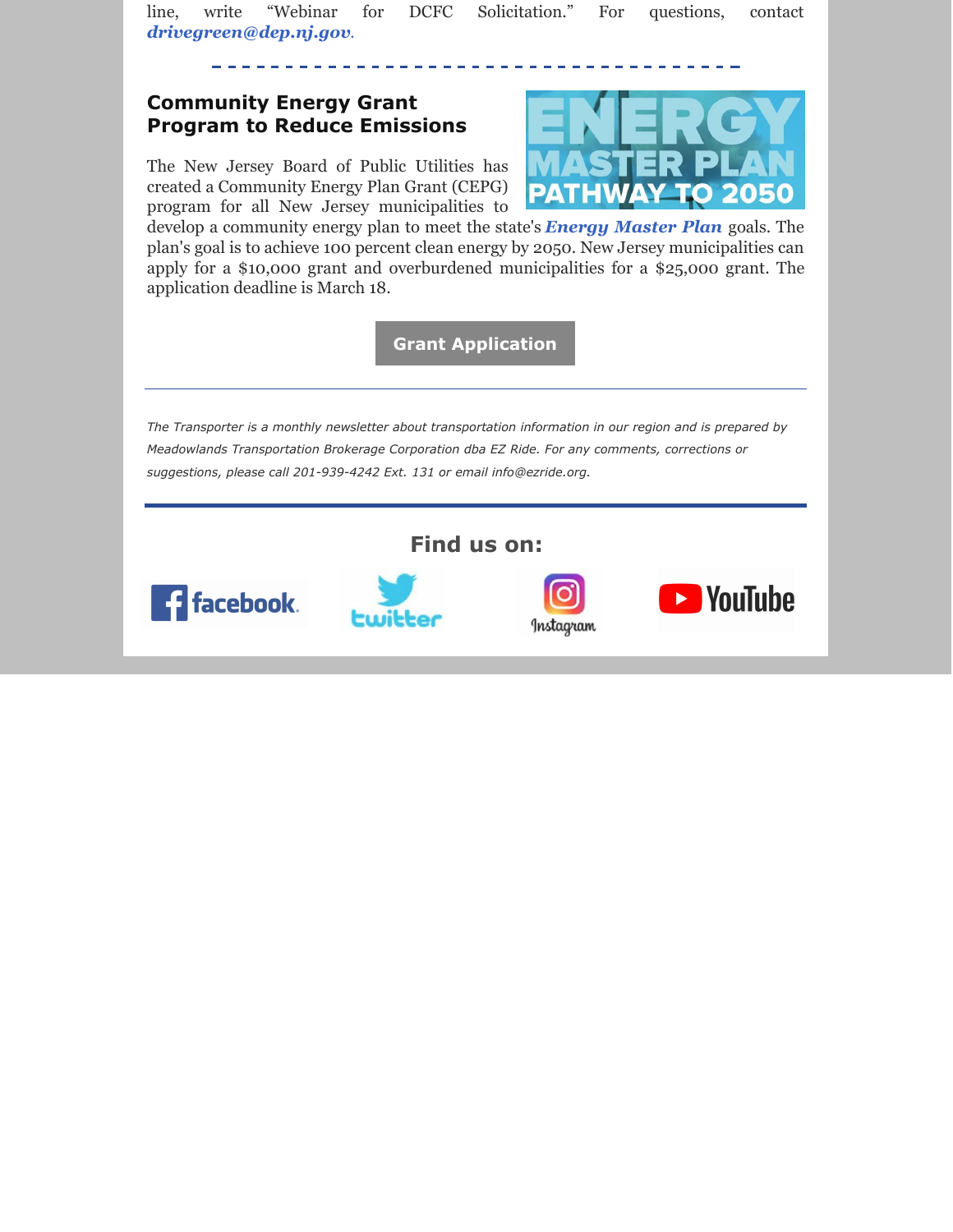line, write “Webinar for DCFC Solicitation.” For questions, contact ***drivegreen@dep.nj.gov***.

## Community Energy Grant Program to Reduce Emissions

The New Jersey Board of Public Utilities has created a Community Energy Plan Grant (CEPG) program for all New Jersey municipalities to develop a community energy plan to meet the state's ***Energy Master Plan*** goals. The plan's goal is to achieve 100 percent clean energy by 2050. New Jersey municipalities can apply for a $10,000 grant and overburdened municipalities for a $25,000 grant. The application deadline is March 18.

**Grant Application**

---

*The Transporter is a monthly newsletter about transportation information in our region and is prepared by Meadowlands Transportation Brokerage Corporation dba EZ Ride. For any comments, corrections or suggestions, please call 201-939-4242 Ext. 131 or email info@ezride.org.*

---

**Find us on:**